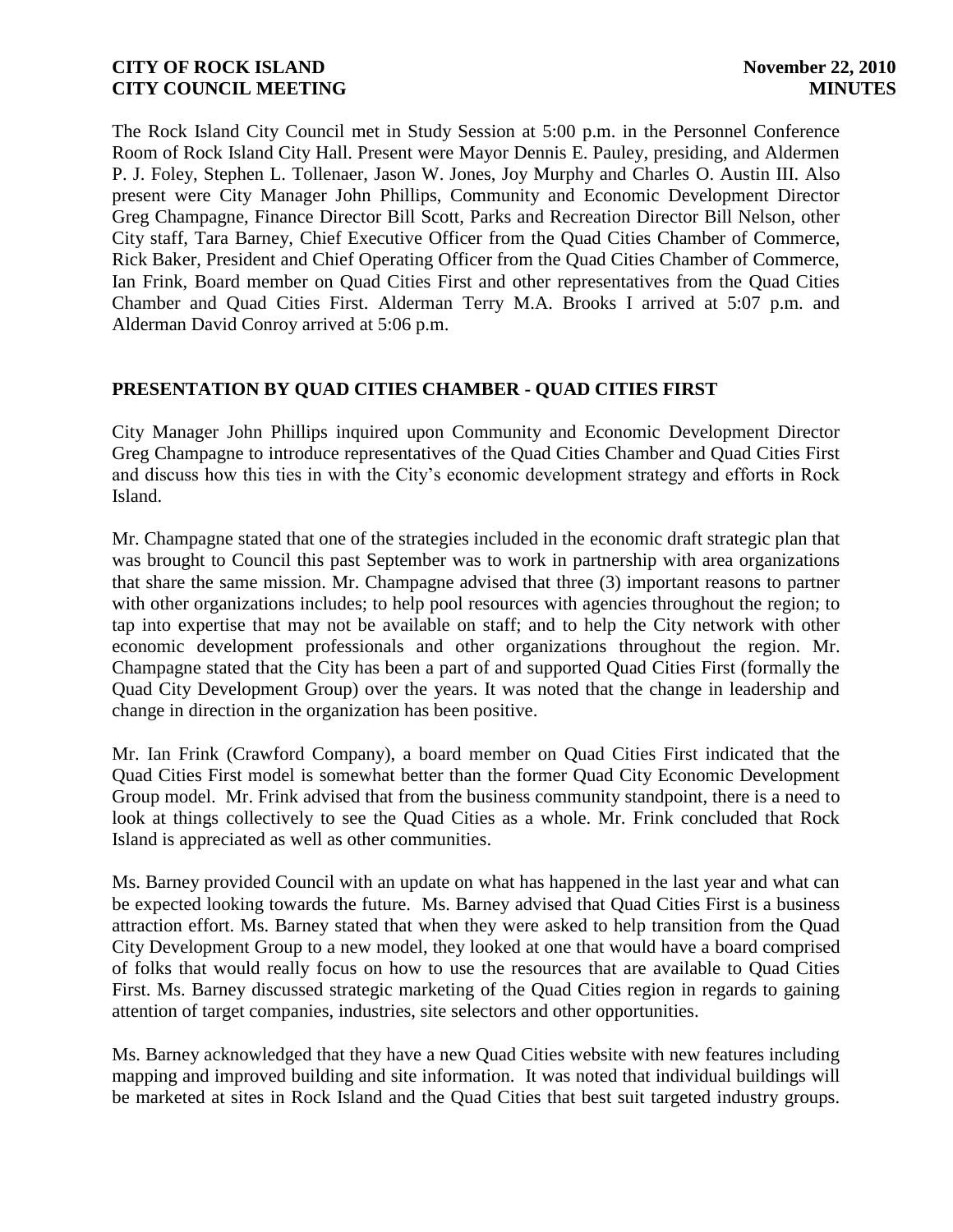The Rock Island City Council met in Study Session at 5:00 p.m. in the Personnel Conference Room of Rock Island City Hall. Present were Mayor Dennis E. Pauley, presiding, and Aldermen P. J. Foley, Stephen L. Tollenaer, Jason W. Jones, Joy Murphy and Charles O. Austin III. Also present were City Manager John Phillips, Community and Economic Development Director Greg Champagne, Finance Director Bill Scott, Parks and Recreation Director Bill Nelson, other City staff, Tara Barney, Chief Executive Officer from the Quad Cities Chamber of Commerce, Rick Baker, President and Chief Operating Officer from the Quad Cities Chamber of Commerce, Ian Frink, Board member on Quad Cities First and other representatives from the Quad Cities Chamber and Quad Cities First. Alderman Terry M.A. Brooks I arrived at 5:07 p.m. and Alderman David Conroy arrived at 5:06 p.m.

## PRESENTATION BY QUAD CITIES CHAMBER - QUAD CITIES FIRST

City Manager John Phillips inquired upon Community and Economic Development Director Greg Champagne to introduce representatives of the Quad Cities Chamber and Quad Cities First and discuss how this ties in with the City's economic development strategy and efforts in Rock Island.

Mr. Champagne stated that one of the strategies included in the economic draft strategic plan that was brought to Council this past September was to work in partnership with area organizations that share the same mission. Mr. Champagne advised that three (3) important reasons to partner with other organizations includes; to help pool resources with agencies throughout the region; to tap into expertise that may not be available on staff; and to help the City network with other economic development professionals and other organizations throughout the region. Mr. Champagne stated that the City has been a part of and supported Quad Cities First (formally the Quad City Development Group) over the years. It was noted that the change in leadership and change in direction in the organization has been positive.

Mr. Ian Frink (Crawford Company), a board member on Quad Cities First indicated that the Quad Cities First model is somewhat better than the former Quad City Economic Development Group model. Mr. Frink advised that from the business community standpoint, there is a need to look at things collectively to see the Quad Cities as a whole. Mr. Frink concluded that Rock Island is appreciated as well as other communities.

Ms. Barney provided Council with an update on what has happened in the last year and what can be expected looking towards the future. Ms. Barney advised that Quad Cities First is a business attraction effort. Ms. Barney stated that when they were asked to help transition from the Quad City Development Group to a new model, they looked at one that would have a board comprised of folks that would really focus on how to use the resources that are available to Quad Cities First. Ms. Barney discussed strategic marketing of the Quad Cities region in regards to gaining attention of target companies, industries, site selectors and other opportunities.

Ms. Barney acknowledged that they have a new Quad Cities website with new features including mapping and improved building and site information. It was noted that individual buildings will be marketed at sites in Rock Island and the Quad Cities that best suit targeted industry groups.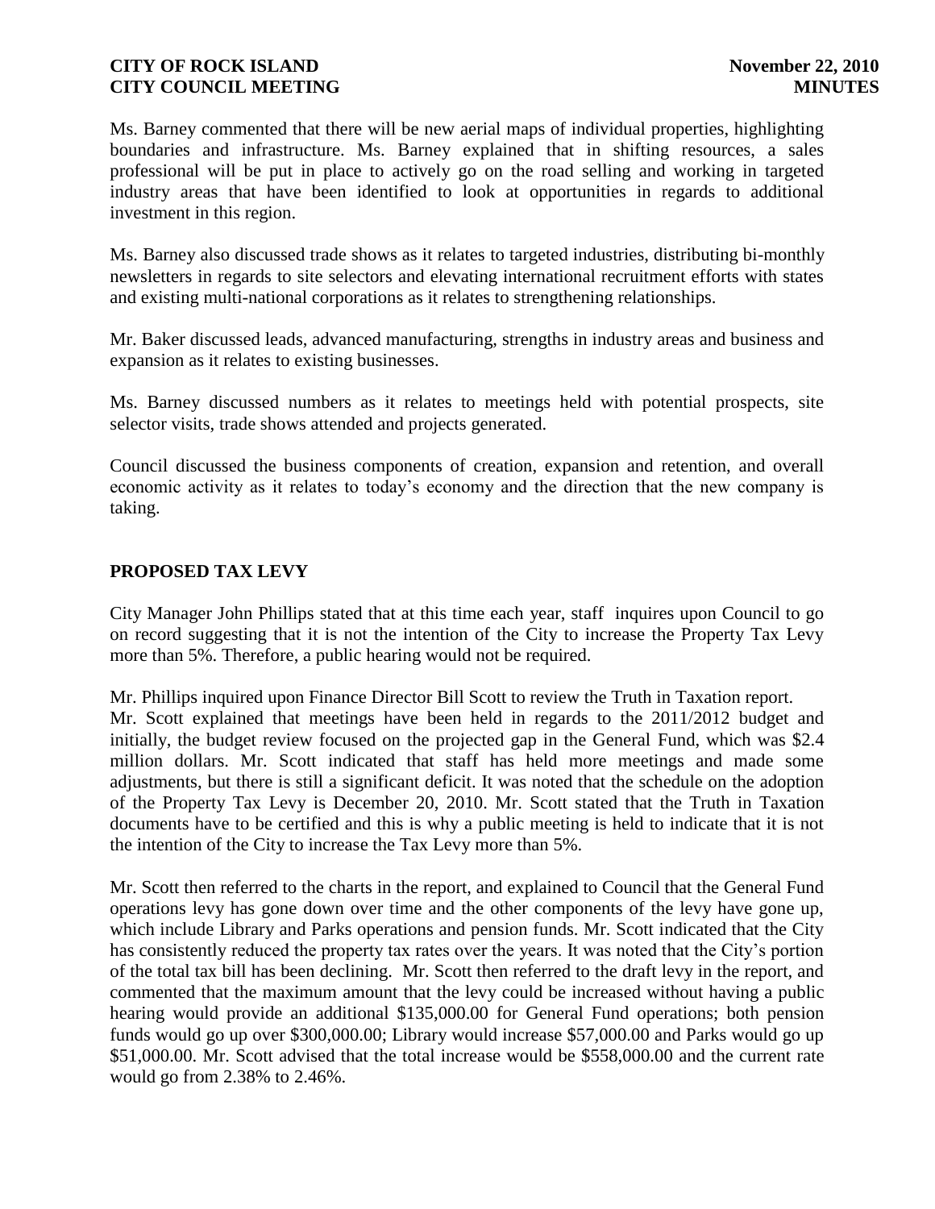Ms. Barney commented that there will be new aerial maps of individual properties, highlighting boundaries and infrastructure. Ms. Barney explained that in shifting resources, a sales professional will be put in place to actively go on the road selling and working in targeted industry areas that have been identified to look at opportunities in regards to additional investment in this region.

Ms. Barney also discussed trade shows as it relates to targeted industries, distributing bi-monthly newsletters in regards to site selectors and elevating international recruitment efforts with states and existing multi-national corporations as it relates to strengthening relationships.

Mr. Baker discussed leads, advanced manufacturing, strengths in industry areas and business and expansion as it relates to existing businesses.

Ms. Barney discussed numbers as it relates to meetings held with potential prospects, site selector visits, trade shows attended and projects generated.

Council discussed the business components of creation, expansion and retention, and overall economic activity as it relates to today's economy and the direction that the new company is taking.

## PROPOSED TAX LEVY

City Manager John Phillips stated that at this time each year, staff inquires upon Council to go on record suggesting that it is not the intention of the City to increase the Property Tax Levy more than 5%. Therefore, a public hearing would not be required.

Mr. Phillips inquired upon Finance Director Bill Scott to review the Truth in Taxation report. Mr. Scott explained that meetings have been held in regards to the 2011/2012 budget and initially, the budget review focused on the projected gap in the General Fund, which was $2.4 million dollars. Mr. Scott indicated that staff has held more meetings and made some adjustments, but there is still a significant deficit. It was noted that the schedule on the adoption of the Property Tax Levy is December 20, 2010. Mr. Scott stated that the Truth in Taxation documents have to be certified and this is why a public meeting is held to indicate that it is not the intention of the City to increase the Tax Levy more than 5%.

Mr. Scott then referred to the charts in the report, and explained to Council that the General Fund operations levy has gone down over time and the other components of the levy have gone up, which include Library and Parks operations and pension funds. Mr. Scott indicated that the City has consistently reduced the property tax rates over the years. It was noted that the City's portion of the total tax bill has been declining. Mr. Scott then referred to the draft levy in the report, and commented that the maximum amount that the levy could be increased without having a public hearing would provide an additional $135,000.00 for General Fund operations; both pension funds would go up over $300,000.00; Library would increase $57,000.00 and Parks would go up $51,000.00. Mr. Scott advised that the total increase would be $558,000.00 and the current rate would go from 2.38% to 2.46%.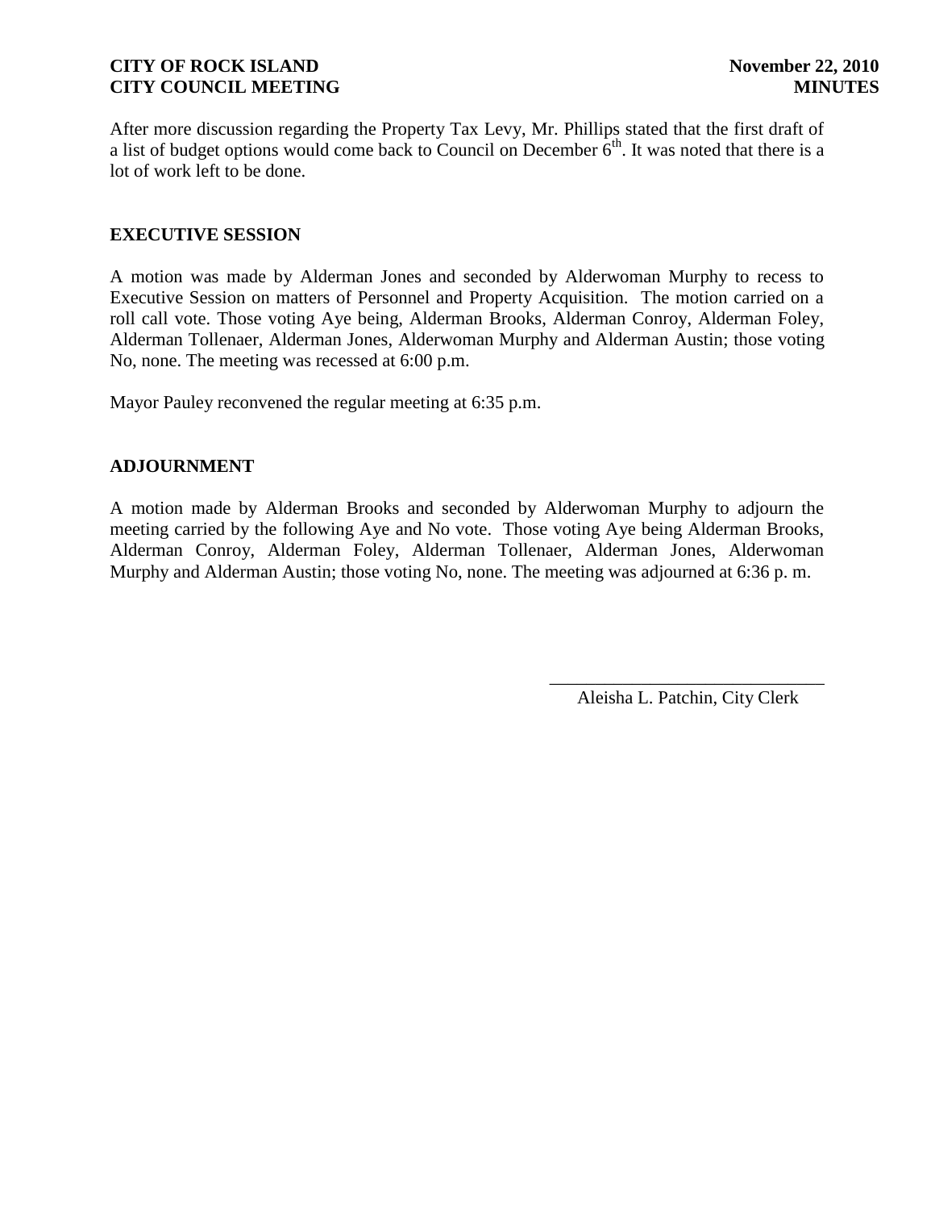After more discussion regarding the Property Tax Levy, Mr. Phillips stated that the first draft of a list of budget options would come back to Council on December 6th. It was noted that there is a lot of work left to be done.

**EXECUTIVE SESSION**

A motion was made by Alderman Jones and seconded by Alderwoman Murphy to recess to Executive Session on matters of Personnel and Property Acquisition. The motion carried on a roll call vote. Those voting Aye being, Alderman Brooks, Alderman Conroy, Alderman Foley, Alderman Tollenaer, Alderman Jones, Alderwoman Murphy and Alderman Austin; those voting No, none. The meeting was recessed at 6:00 p.m.

Mayor Pauley reconvened the regular meeting at 6:35 p.m.

**ADJOURNMENT**

A motion made by Alderman Brooks and seconded by Alderwoman Murphy to adjourn the meeting carried by the following Aye and No vote. Those voting Aye being Alderman Brooks, Alderman Conroy, Alderman Foley, Alderman Tollenaer, Alderman Jones, Alderwoman Murphy and Alderman Austin; those voting No, none. The meeting was adjourned at 6:36 p. m.

\_\_\_\_\_\_\_\_\_\_\_\_\_\_\_\_\_\_\_\_\_\_\_\_\_\_\_\_\_\_

Aleisha L. Patchin, City Clerk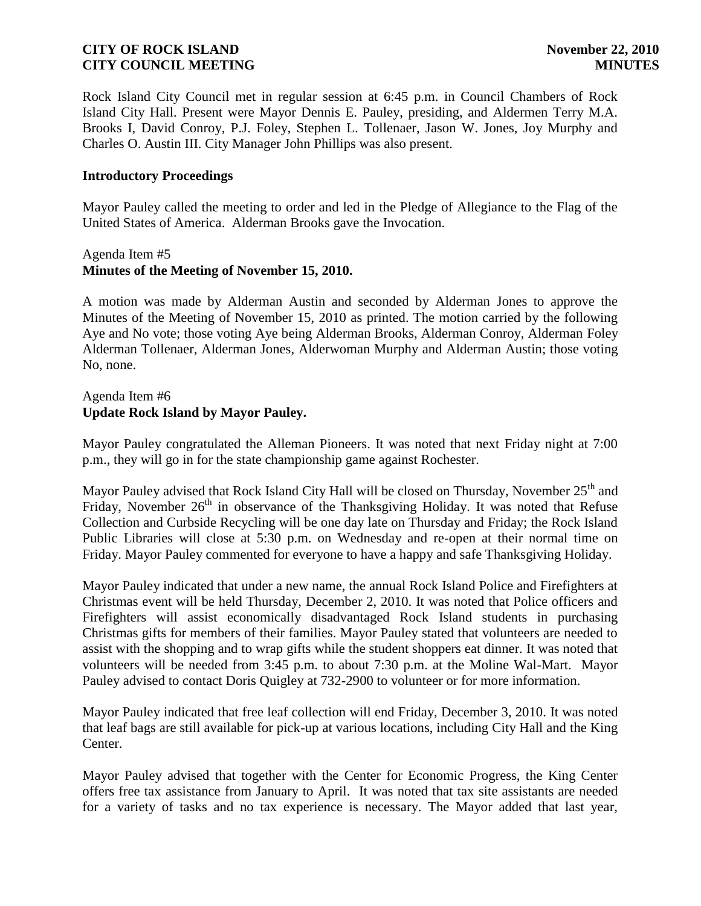Rock Island City Council met in regular session at 6:45 p.m. in Council Chambers of Rock Island City Hall. Present were Mayor Dennis E. Pauley, presiding, and Aldermen Terry M.A. Brooks I, David Conroy, P.J. Foley, Stephen L. Tollenaer, Jason W. Jones, Joy Murphy and Charles O. Austin III. City Manager John Phillips was also present.

### Introductory Proceedings

Mayor Pauley called the meeting to order and led in the Pledge of Allegiance to the Flag of the United States of America. Alderman Brooks gave the Invocation.

Agenda Item #5
**Minutes of the Meeting of November 15, 2010.**

A motion was made by Alderman Austin and seconded by Alderman Jones to approve the Minutes of the Meeting of November 15, 2010 as printed. The motion carried by the following Aye and No vote; those voting Aye being Alderman Brooks, Alderman Conroy, Alderman Foley Alderman Tollenaer, Alderman Jones, Alderwoman Murphy and Alderman Austin; those voting No, none.

Agenda Item #6
**Update Rock Island by Mayor Pauley.**

Mayor Pauley congratulated the Alleman Pioneers. It was noted that next Friday night at 7:00 p.m., they will go in for the state championship game against Rochester.

Mayor Pauley advised that Rock Island City Hall will be closed on Thursday, November 25th and Friday, November 26th in observance of the Thanksgiving Holiday. It was noted that Refuse Collection and Curbside Recycling will be one day late on Thursday and Friday; the Rock Island Public Libraries will close at 5:30 p.m. on Wednesday and re-open at their normal time on Friday. Mayor Pauley commented for everyone to have a happy and safe Thanksgiving Holiday.

Mayor Pauley indicated that under a new name, the annual Rock Island Police and Firefighters at Christmas event will be held Thursday, December 2, 2010. It was noted that Police officers and Firefighters will assist economically disadvantaged Rock Island students in purchasing Christmas gifts for members of their families. Mayor Pauley stated that volunteers are needed to assist with the shopping and to wrap gifts while the student shoppers eat dinner. It was noted that volunteers will be needed from 3:45 p.m. to about 7:30 p.m. at the Moline Wal-Mart. Mayor Pauley advised to contact Doris Quigley at 732-2900 to volunteer or for more information.

Mayor Pauley indicated that free leaf collection will end Friday, December 3, 2010. It was noted that leaf bags are still available for pick-up at various locations, including City Hall and the King Center.

Mayor Pauley advised that together with the Center for Economic Progress, the King Center offers free tax assistance from January to April. It was noted that tax site assistants are needed for a variety of tasks and no tax experience is necessary. The Mayor added that last year,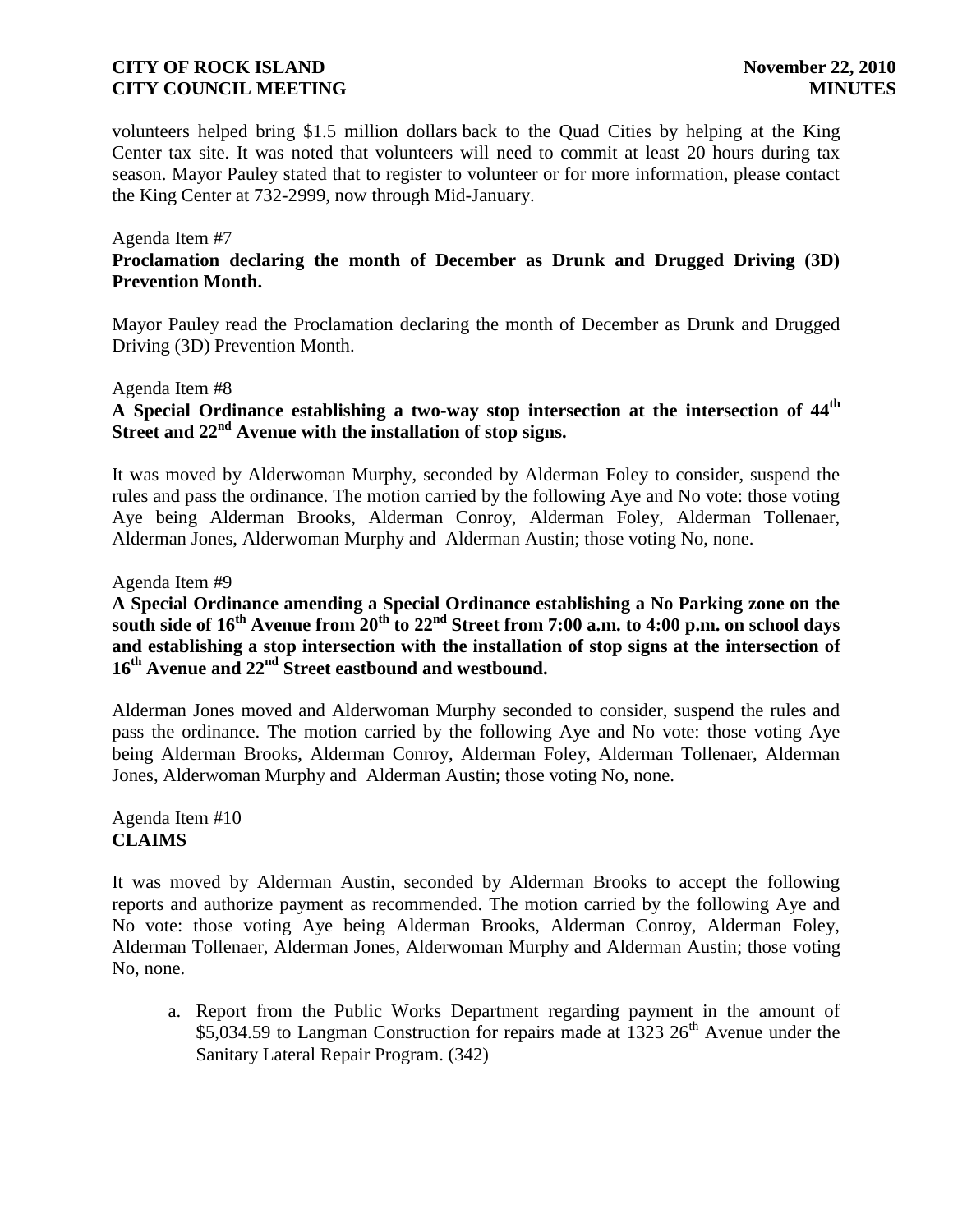volunteers helped bring $1.5 million dollars back to the Quad Cities by helping at the King Center tax site. It was noted that volunteers will need to commit at least 20 hours during tax season. Mayor Pauley stated that to register to volunteer or for more information, please contact the King Center at 732-2999, now through Mid-January.

Agenda Item #7
**Proclamation declaring the month of December as Drunk and Drugged Driving (3D) Prevention Month.**

Mayor Pauley read the Proclamation declaring the month of December as Drunk and Drugged Driving (3D) Prevention Month.

Agenda Item #8
**A Special Ordinance establishing a two-way stop intersection at the intersection of 44th Street and 22nd Avenue with the installation of stop signs.**

It was moved by Alderwoman Murphy, seconded by Alderman Foley to consider, suspend the rules and pass the ordinance. The motion carried by the following Aye and No vote: those voting Aye being Alderman Brooks, Alderman Conroy, Alderman Foley, Alderman Tollenaer, Alderman Jones, Alderwoman Murphy and Alderman Austin; those voting No, none.

Agenda Item #9
**A Special Ordinance amending a Special Ordinance establishing a No Parking zone on the south side of 16th Avenue from 20th to 22nd Street from 7:00 a.m. to 4:00 p.m. on school days and establishing a stop intersection with the installation of stop signs at the intersection of 16th Avenue and 22nd Street eastbound and westbound.**

Alderman Jones moved and Alderwoman Murphy seconded to consider, suspend the rules and pass the ordinance. The motion carried by the following Aye and No vote: those voting Aye being Alderman Brooks, Alderman Conroy, Alderman Foley, Alderman Tollenaer, Alderman Jones, Alderwoman Murphy and Alderman Austin; those voting No, none.

Agenda Item #10
**CLAIMS**

It was moved by Alderman Austin, seconded by Alderman Brooks to accept the following reports and authorize payment as recommended. The motion carried by the following Aye and No vote: those voting Aye being Alderman Brooks, Alderman Conroy, Alderman Foley, Alderman Tollenaer, Alderman Jones, Alderwoman Murphy and Alderman Austin; those voting No, none.

a. Report from the Public Works Department regarding payment in the amount of $5,034.59 to Langman Construction for repairs made at 1323 26th Avenue under the Sanitary Lateral Repair Program. (342)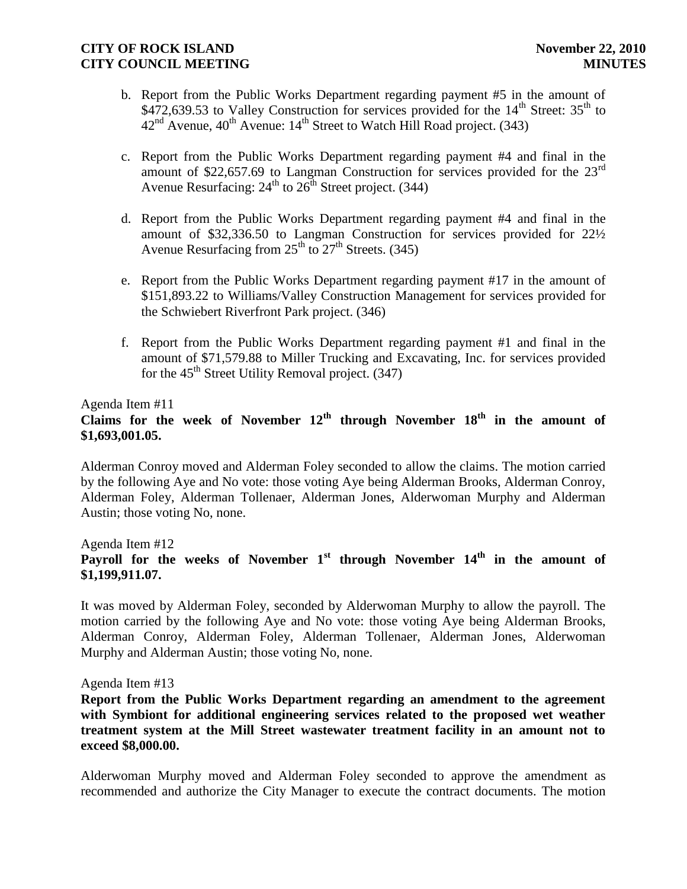b. Report from the Public Works Department regarding payment #5 in the amount of $472,639.53 to Valley Construction for services provided for the 14th Street: 35th to 42nd Avenue, 40th Avenue: 14th Street to Watch Hill Road project. (343)

c. Report from the Public Works Department regarding payment #4 and final in the amount of $22,657.69 to Langman Construction for services provided for the 23rd Avenue Resurfacing: 24th to 26th Street project. (344)

d. Report from the Public Works Department regarding payment #4 and final in the amount of $32,336.50 to Langman Construction for services provided for 22½ Avenue Resurfacing from 25th to 27th Streets. (345)

e. Report from the Public Works Department regarding payment #17 in the amount of $151,893.22 to Williams/Valley Construction Management for services provided for the Schwiebert Riverfront Park project. (346)

f. Report from the Public Works Department regarding payment #1 and final in the amount of $71,579.88 to Miller Trucking and Excavating, Inc. for services provided for the 45th Street Utility Removal project. (347)

Agenda Item #11

**Claims for the week of November 12th through November 18th in the amount of $1,693,001.05.**

Alderman Conroy moved and Alderman Foley seconded to allow the claims. The motion carried by the following Aye and No vote: those voting Aye being Alderman Brooks, Alderman Conroy, Alderman Foley, Alderman Tollenaer, Alderman Jones, Alderwoman Murphy and Alderman Austin; those voting No, none.

Agenda Item #12

**Payroll for the weeks of November 1st through November 14th in the amount of $1,199,911.07.**

It was moved by Alderman Foley, seconded by Alderwoman Murphy to allow the payroll. The motion carried by the following Aye and No vote: those voting Aye being Alderman Brooks, Alderman Conroy, Alderman Foley, Alderman Tollenaer, Alderman Jones, Alderwoman Murphy and Alderman Austin; those voting No, none.

Agenda Item #13

**Report from the Public Works Department regarding an amendment to the agreement with Symbiont for additional engineering services related to the proposed wet weather treatment system at the Mill Street wastewater treatment facility in an amount not to exceed $8,000.00.**

Alderwoman Murphy moved and Alderman Foley seconded to approve the amendment as recommended and authorize the City Manager to execute the contract documents. The motion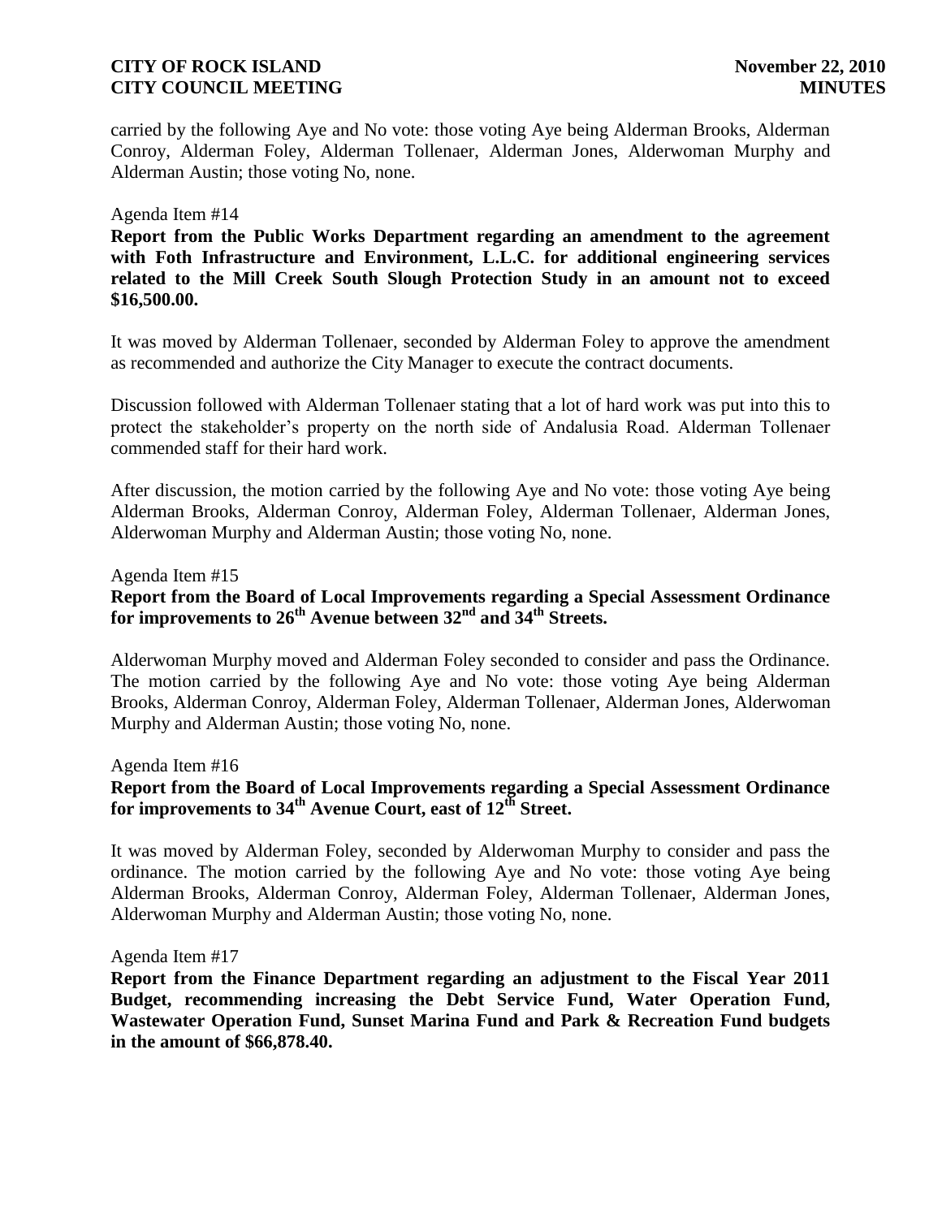carried by the following Aye and No vote: those voting Aye being Alderman Brooks, Alderman Conroy, Alderman Foley, Alderman Tollenaer, Alderman Jones, Alderwoman Murphy and Alderman Austin; those voting No, none.

Agenda Item #14

**Report from the Public Works Department regarding an amendment to the agreement with Foth Infrastructure and Environment, L.L.C. for additional engineering services related to the Mill Creek South Slough Protection Study in an amount not to exceed $16,500.00.**

It was moved by Alderman Tollenaer, seconded by Alderman Foley to approve the amendment as recommended and authorize the City Manager to execute the contract documents.

Discussion followed with Alderman Tollenaer stating that a lot of hard work was put into this to protect the stakeholder's property on the north side of Andalusia Road. Alderman Tollenaer commended staff for their hard work.

After discussion, the motion carried by the following Aye and No vote: those voting Aye being Alderman Brooks, Alderman Conroy, Alderman Foley, Alderman Tollenaer, Alderman Jones, Alderwoman Murphy and Alderman Austin; those voting No, none.

Agenda Item #15

**Report from the Board of Local Improvements regarding a Special Assessment Ordinance for improvements to 26th Avenue between 32nd and 34th Streets.**

Alderwoman Murphy moved and Alderman Foley seconded to consider and pass the Ordinance. The motion carried by the following Aye and No vote: those voting Aye being Alderman Brooks, Alderman Conroy, Alderman Foley, Alderman Tollenaer, Alderman Jones, Alderwoman Murphy and Alderman Austin; those voting No, none.

Agenda Item #16

**Report from the Board of Local Improvements regarding a Special Assessment Ordinance for improvements to 34th Avenue Court, east of 12th Street.**

It was moved by Alderman Foley, seconded by Alderwoman Murphy to consider and pass the ordinance. The motion carried by the following Aye and No vote: those voting Aye being Alderman Brooks, Alderman Conroy, Alderman Foley, Alderman Tollenaer, Alderman Jones, Alderwoman Murphy and Alderman Austin; those voting No, none.

Agenda Item #17

**Report from the Finance Department regarding an adjustment to the Fiscal Year 2011 Budget, recommending increasing the Debt Service Fund, Water Operation Fund, Wastewater Operation Fund, Sunset Marina Fund and Park & Recreation Fund budgets in the amount of $66,878.40.**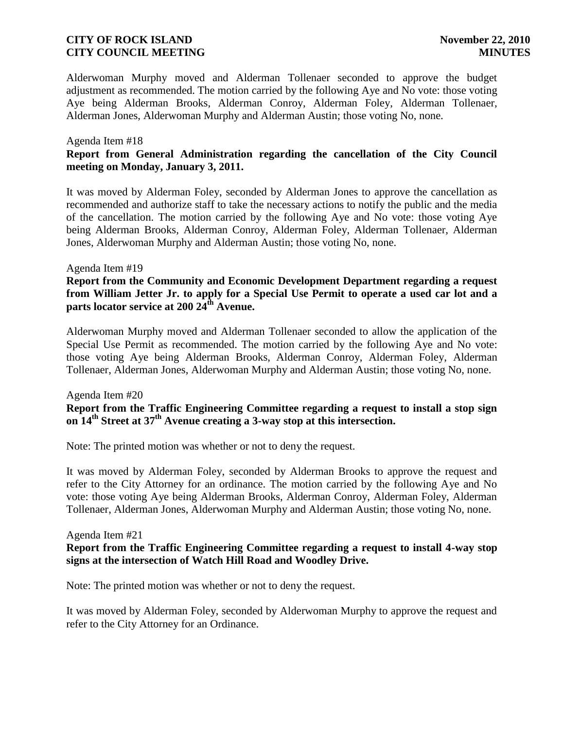Alderwoman Murphy moved and Alderman Tollenaer seconded to approve the budget adjustment as recommended. The motion carried by the following Aye and No vote: those voting Aye being Alderman Brooks, Alderman Conroy, Alderman Foley, Alderman Tollenaer, Alderman Jones, Alderwoman Murphy and Alderman Austin; those voting No, none.

Agenda Item #18

**Report from General Administration regarding the cancellation of the City Council meeting on Monday, January 3, 2011.**

It was moved by Alderman Foley, seconded by Alderman Jones to approve the cancellation as recommended and authorize staff to take the necessary actions to notify the public and the media of the cancellation. The motion carried by the following Aye and No vote: those voting Aye being Alderman Brooks, Alderman Conroy, Alderman Foley, Alderman Tollenaer, Alderman Jones, Alderwoman Murphy and Alderman Austin; those voting No, none.

Agenda Item #19

**Report from the Community and Economic Development Department regarding a request from William Jetter Jr. to apply for a Special Use Permit to operate a used car lot and a parts locator service at 200 24th Avenue.**

Alderwoman Murphy moved and Alderman Tollenaer seconded to allow the application of the Special Use Permit as recommended. The motion carried by the following Aye and No vote: those voting Aye being Alderman Brooks, Alderman Conroy, Alderman Foley, Alderman Tollenaer, Alderman Jones, Alderwoman Murphy and Alderman Austin; those voting No, none.

Agenda Item #20

**Report from the Traffic Engineering Committee regarding a request to install a stop sign on 14th Street at 37th Avenue creating a 3-way stop at this intersection.**

Note: The printed motion was whether or not to deny the request.

It was moved by Alderman Foley, seconded by Alderman Brooks to approve the request and refer to the City Attorney for an ordinance. The motion carried by the following Aye and No vote: those voting Aye being Alderman Brooks, Alderman Conroy, Alderman Foley, Alderman Tollenaer, Alderman Jones, Alderwoman Murphy and Alderman Austin; those voting No, none.

Agenda Item #21

**Report from the Traffic Engineering Committee regarding a request to install 4-way stop signs at the intersection of Watch Hill Road and Woodley Drive.**

Note: The printed motion was whether or not to deny the request.

It was moved by Alderman Foley, seconded by Alderwoman Murphy to approve the request and refer to the City Attorney for an Ordinance.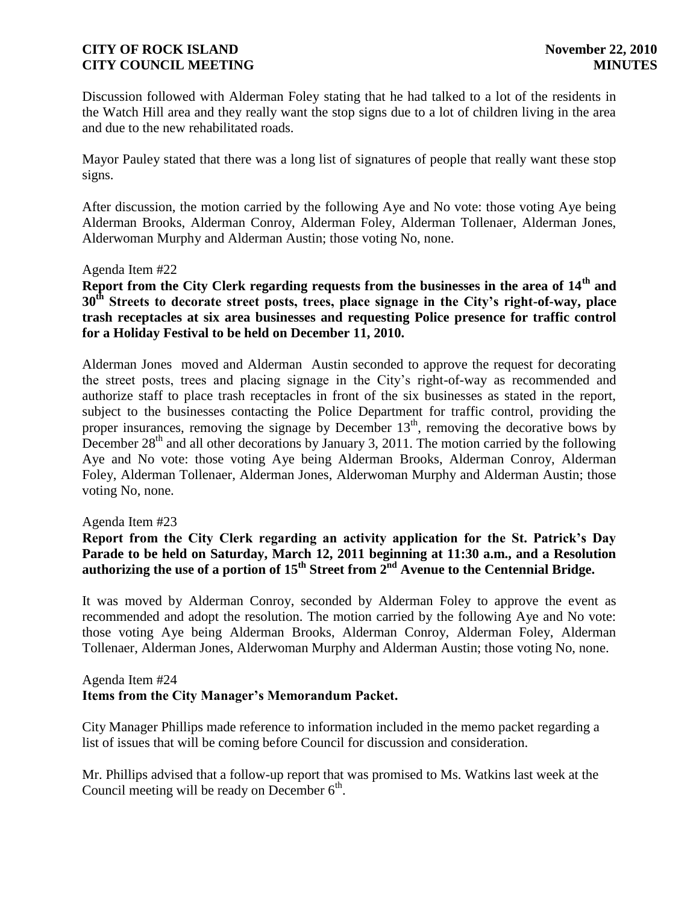Discussion followed with Alderman Foley stating that he had talked to a lot of the residents in the Watch Hill area and they really want the stop signs due to a lot of children living in the area and due to the new rehabilitated roads.

Mayor Pauley stated that there was a long list of signatures of people that really want these stop signs.

After discussion, the motion carried by the following Aye and No vote: those voting Aye being Alderman Brooks, Alderman Conroy, Alderman Foley, Alderman Tollenaer, Alderman Jones, Alderwoman Murphy and Alderman Austin; those voting No, none.

Agenda Item #22

**Report from the City Clerk regarding requests from the businesses in the area of 14th and 30th Streets to decorate street posts, trees, place signage in the City's right-of-way, place trash receptacles at six area businesses and requesting Police presence for traffic control for a Holiday Festival to be held on December 11, 2010.**

Alderman Jones moved and Alderman Austin seconded to approve the request for decorating the street posts, trees and placing signage in the City's right-of-way as recommended and authorize staff to place trash receptacles in front of the six businesses as stated in the report, subject to the businesses contacting the Police Department for traffic control, providing the proper insurances, removing the signage by December 13th, removing the decorative bows by December 28th and all other decorations by January 3, 2011. The motion carried by the following Aye and No vote: those voting Aye being Alderman Brooks, Alderman Conroy, Alderman Foley, Alderman Tollenaer, Alderman Jones, Alderwoman Murphy and Alderman Austin; those voting No, none.

Agenda Item #23

**Report from the City Clerk regarding an activity application for the St. Patrick's Day Parade to be held on Saturday, March 12, 2011 beginning at 11:30 a.m., and a Resolution authorizing the use of a portion of 15th Street from 2nd Avenue to the Centennial Bridge.**

It was moved by Alderman Conroy, seconded by Alderman Foley to approve the event as recommended and adopt the resolution. The motion carried by the following Aye and No vote: those voting Aye being Alderman Brooks, Alderman Conroy, Alderman Foley, Alderman Tollenaer, Alderman Jones, Alderwoman Murphy and Alderman Austin; those voting No, none.

Agenda Item #24

**Items from the City Manager's Memorandum Packet.**

City Manager Phillips made reference to information included in the memo packet regarding a list of issues that will be coming before Council for discussion and consideration.

Mr. Phillips advised that a follow-up report that was promised to Ms. Watkins last week at the Council meeting will be ready on December 6th.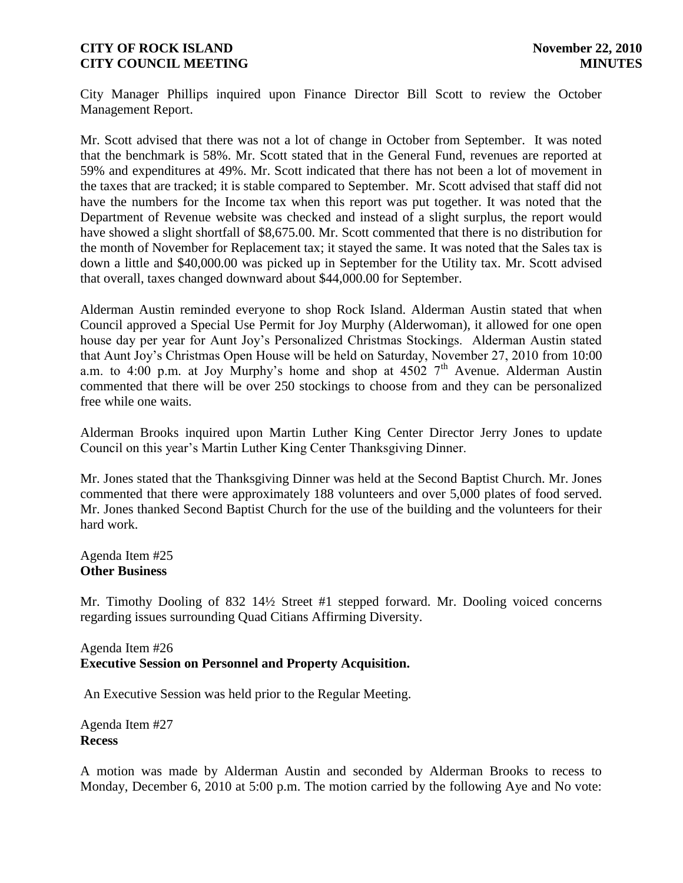City Manager Phillips inquired upon Finance Director Bill Scott to review the October Management Report.

Mr. Scott advised that there was not a lot of change in October from September. It was noted that the benchmark is 58%. Mr. Scott stated that in the General Fund, revenues are reported at 59% and expenditures at 49%. Mr. Scott indicated that there has not been a lot of movement in the taxes that are tracked; it is stable compared to September. Mr. Scott advised that staff did not have the numbers for the Income tax when this report was put together. It was noted that the Department of Revenue website was checked and instead of a slight surplus, the report would have showed a slight shortfall of $8,675.00. Mr. Scott commented that there is no distribution for the month of November for Replacement tax; it stayed the same. It was noted that the Sales tax is down a little and $40,000.00 was picked up in September for the Utility tax. Mr. Scott advised that overall, taxes changed downward about $44,000.00 for September.

Alderman Austin reminded everyone to shop Rock Island. Alderman Austin stated that when Council approved a Special Use Permit for Joy Murphy (Alderwoman), it allowed for one open house day per year for Aunt Joy's Personalized Christmas Stockings. Alderman Austin stated that Aunt Joy's Christmas Open House will be held on Saturday, November 27, 2010 from 10:00 a.m. to 4:00 p.m. at Joy Murphy's home and shop at 4502 7th Avenue. Alderman Austin commented that there will be over 250 stockings to choose from and they can be personalized free while one waits.

Alderman Brooks inquired upon Martin Luther King Center Director Jerry Jones to update Council on this year's Martin Luther King Center Thanksgiving Dinner.

Mr. Jones stated that the Thanksgiving Dinner was held at the Second Baptist Church. Mr. Jones commented that there were approximately 188 volunteers and over 5,000 plates of food served. Mr. Jones thanked Second Baptist Church for the use of the building and the volunteers for their hard work.

Agenda Item #25
**Other Business**

Mr. Timothy Dooling of 832 14½ Street #1 stepped forward. Mr. Dooling voiced concerns regarding issues surrounding Quad Citians Affirming Diversity.

Agenda Item #26
**Executive Session on Personnel and Property Acquisition.**

An Executive Session was held prior to the Regular Meeting.

Agenda Item #27
**Recess**

A motion was made by Alderman Austin and seconded by Alderman Brooks to recess to Monday, December 6, 2010 at 5:00 p.m. The motion carried by the following Aye and No vote: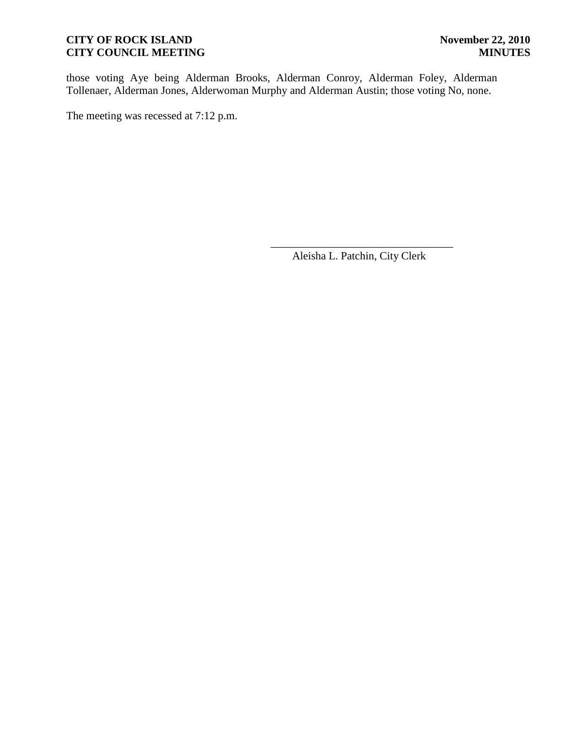those voting Aye being Alderman Brooks, Alderman Conroy, Alderman Foley, Alderman Tollenaer, Alderman Jones, Alderwoman Murphy and Alderman Austin; those voting No, none.

The meeting was recessed at 7:12 p.m.

\_\_\_\_\_\_\_\_\_\_\_\_\_\_\_\_\_\_\_\_\_\_\_\_\_\_\_\_\_\_\_\_\_\_

Aleisha L. Patchin, City Clerk